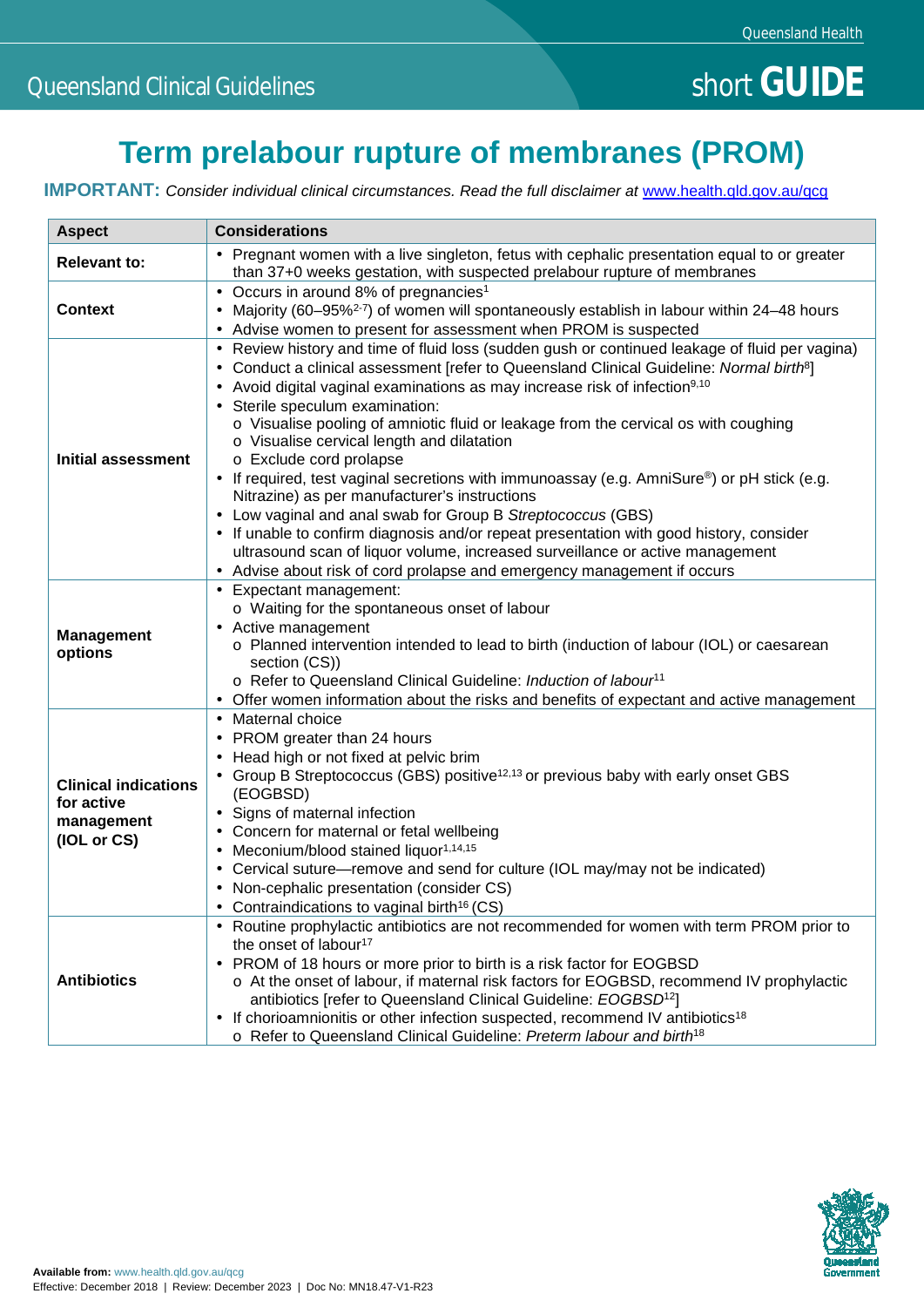Queensland Clinical Guidelines

short **GUIDE**

# Term prelabour rupture of membranes (PROM)

**IMPORTANT:** *Consider individual clinical circumstances. Read the full disclaimer at* www.health.qld.gov.au/qcg

| Aspect | Considerations |
|---|---|
| **Relevant to:** | • Pregnant women with a live singleton, fetus with cephalic presentation equal to or greater than 37+0 weeks gestation, with suspected prelabour rupture of membranes |
| **Context** | • Occurs in around 8% of pregnancies[1]<br>• Majority (60–95%[2-7]) of women will spontaneously establish in labour within 24–48 hours<br>• Advise women to present for assessment when PROM is suspected |
| **Initial assessment** | • Review history and time of fluid loss (sudden gush or continued leakage of fluid per vagina)<br>• Conduct a clinical assessment [refer to Queensland Clinical Guideline: *Normal birth*[8]]<br>• Avoid digital vaginal examinations as may increase risk of infection[9,10]<br>• Sterile speculum examination:<br>  o Visualise pooling of amniotic fluid or leakage from the cervical os with coughing<br>  o Visualise cervical length and dilatation<br>  o Exclude cord prolapse<br>• If required, test vaginal secretions with immunoassay (e.g. AmniSure®) or pH stick (e.g. Nitrazine) as per manufacturer's instructions<br>• Low vaginal and anal swab for Group B *Streptococcus* (GBS)<br>• If unable to confirm diagnosis and/or repeat presentation with good history, consider ultrasound scan of liquor volume, increased surveillance or active management<br>• Advise about risk of cord prolapse and emergency management if occurs |
| **Management options** | • Expectant management:<br>  o Waiting for the spontaneous onset of labour<br>• Active management<br>  o Planned intervention intended to lead to birth (induction of labour (IOL) or caesarean section (CS))<br>  o Refer to Queensland Clinical Guideline: *Induction of labour*[11]<br>• Offer women information about the risks and benefits of expectant and active management |
| **Clinical indications for active management (IOL or CS)** | • Maternal choice<br>• PROM greater than 24 hours<br>• Head high or not fixed at pelvic brim<br>• Group B Streptococcus (GBS) positive[12,13] or previous baby with early onset GBS (EOGBSD)<br>• Signs of maternal infection<br>• Concern for maternal or fetal wellbeing<br>• Meconium/blood stained liquor[1,14,15]<br>• Cervical suture—remove and send for culture (IOL may/may not be indicated)<br>• Non-cephalic presentation (consider CS)<br>• Contraindications to vaginal birth[16] (CS) |
| **Antibiotics** | • Routine prophylactic antibiotics are not recommended for women with term PROM prior to the onset of labour[17]<br>• PROM of 18 hours or more prior to birth is a risk factor for EOGBSD<br>  o At the onset of labour, if maternal risk factors for EOGBSD, recommend IV prophylactic antibiotics [refer to Queensland Clinical Guideline: *EOGBSD*[12]]<br>• If chorioamnionitis or other infection suspected, recommend IV antibiotics[18]<br>  o Refer to Queensland Clinical Guideline: *Preterm labour and birth*[18] |

**Available from:** www.health.qld.gov.au/qcg
Effective: December 2018 | Review: December 2023 | Doc No: MN18.47-V1-R23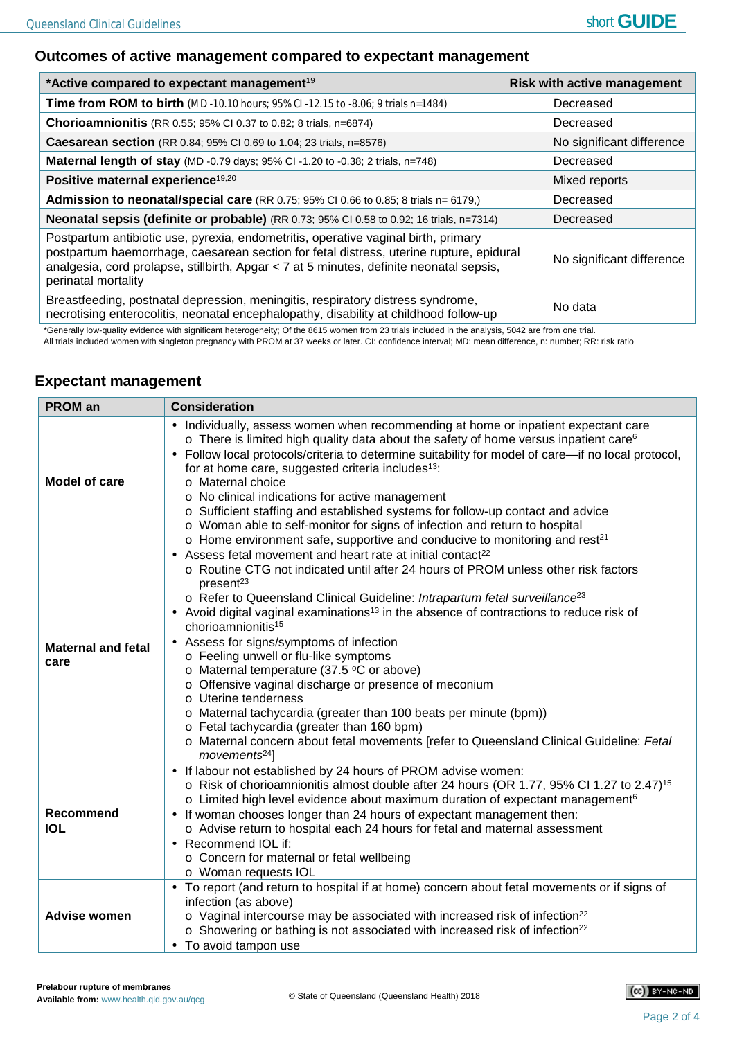## Outcomes of active management compared to expectant management

| *Active compared to expectant management[19] | Risk with active management |
|---|---|
| **Time from ROM to birth** (MD -10.10 hours; 95% CI -12.15 to -8.06; 9 trials n=1484) | Decreased |
| **Chorioamnionitis** (RR 0.55; 95% CI 0.37 to 0.82; 8 trials, n=6874) | Decreased |
| **Caesarean section** (RR 0.84; 95% CI 0.69 to 1.04; 23 trials, n=8576) | No significant difference |
| **Maternal length of stay** (MD -0.79 days; 95% CI -1.20 to -0.38; 2 trials, n=748) | Decreased |
| **Positive maternal experience**[19,20] | Mixed reports |
| **Admission to neonatal/special care** (RR 0.75; 95% CI 0.66 to 0.85; 8 trials n= 6179,) | Decreased |
| **Neonatal sepsis (definite or probable)** (RR 0.73; 95% CI 0.58 to 0.92; 16 trials, n=7314) | Decreased |
| Postpartum antibiotic use, pyrexia, endometritis, operative vaginal birth, primary postpartum haemorrhage, caesarean section for fetal distress, uterine rupture, epidural analgesia, cord prolapse, stillbirth, Apgar < 7 at 5 minutes, definite neonatal sepsis, perinatal mortality | No significant difference |
| Breastfeeding, postnatal depression, meningitis, respiratory distress syndrome, necrotising enterocolitis, neonatal encephalopathy, disability at childhood follow-up | No data |

*Generally low-quality evidence with significant heterogeneity; Of the 8615 women from 23 trials included in the analysis, 5042 are from one trial.
All trials included women with singleton pregnancy with PROM at 37 weeks or later. CI: confidence interval; MD: mean difference, n: number; RR: risk ratio

## Expectant management

| PROM an | Consideration |
|---|---|
| **Model of care** | • Individually, assess women when recommending at home or inpatient expectant care<br>  o There is limited high quality data about the safety of home versus inpatient care[6]<br>• Follow local protocols/criteria to determine suitability for model of care—if no local protocol, for at home care, suggested criteria includes[13]:<br>  o Maternal choice<br>  o No clinical indications for active management<br>  o Sufficient staffing and established systems for follow-up contact and advice<br>  o Woman able to self-monitor for signs of infection and return to hospital<br>  o Home environment safe, supportive and conducive to monitoring and rest[21] |
| **Maternal and fetal care** | • Assess fetal movement and heart rate at initial contact[22]<br>  o Routine CTG not indicated until after 24 hours of PROM unless other risk factors present[23]<br>  o Refer to Queensland Clinical Guideline: *Intrapartum fetal surveillance*[23]<br>• Avoid digital vaginal examinations[13] in the absence of contractions to reduce risk of chorioamnionitis[15]<br>• Assess for signs/symptoms of infection<br>  o Feeling unwell or flu-like symptoms<br>  o Maternal temperature (37.5 °C or above)<br>  o Offensive vaginal discharge or presence of meconium<br>  o Uterine tenderness<br>  o Maternal tachycardia (greater than 100 beats per minute (bpm))<br>  o Fetal tachycardia (greater than 160 bpm)<br>  o Maternal concern about fetal movements [refer to Queensland Clinical Guideline: *Fetal movements*[24]] |
| **Recommend IOL** | • If labour not established by 24 hours of PROM advise women:<br>  o Risk of chorioamnionitis almost double after 24 hours (OR 1.77, 95% CI 1.27 to 2.47)[15]<br>  o Limited high level evidence about maximum duration of expectant management[6]<br>• If woman chooses longer than 24 hours of expectant management then:<br>  o Advise return to hospital each 24 hours for fetal and maternal assessment<br>• Recommend IOL if:<br>  o Concern for maternal or fetal wellbeing<br>  o Woman requests IOL |
| **Advise women** | • To report (and return to hospital if at home) concern about fetal movements or if signs of infection (as above)<br>  o Vaginal intercourse may be associated with increased risk of infection[22]<br>  o Showering or bathing is not associated with increased risk of infection[22]<br>• To avoid tampon use |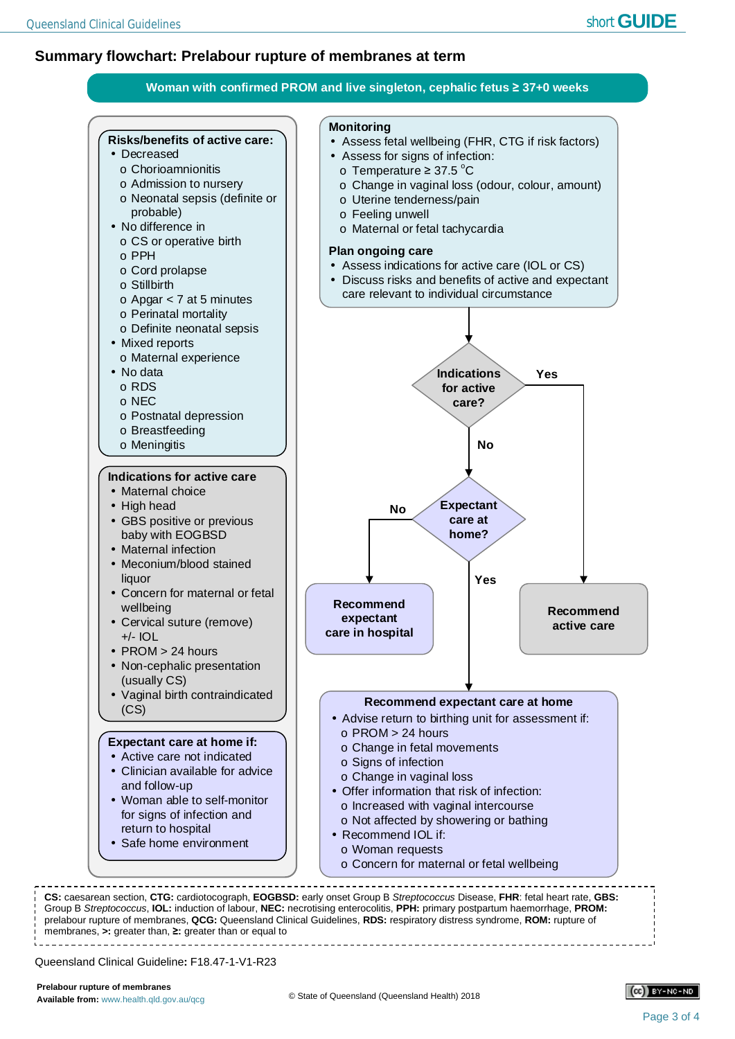# Summary flowchart: Prelabour rupture of membranes at term

**Woman with confirmed PROM and live singleton, cephalic fetus ≥ 37+0 weeks**

### Risks/benefits of active care:

- Decreased
  - o Chorioamnionitis
  - o Admission to nursery
  - o Neonatal sepsis (definite or probable)
- No difference in
  - o CS or operative birth
  - o PPH
  - o Cord prolapse
  - o Stillbirth
  - o Apgar < 7 at 5 minutes
  - o Perinatal mortality
  - o Definite neonatal sepsis
- Mixed reports
  - o Maternal experience
- No data
  - o RDS
  - o NEC
  - o Postnatal depression
  - o Breastfeeding
  - o Meningitis

### Indications for active care

- Maternal choice
- High head
- GBS positive or previous baby with EOGBSD
- Maternal infection
- Meconium/blood stained liquor
- Concern for maternal or fetal wellbeing
- Cervical suture (remove) +/- IOL
- PROM > 24 hours
- Non-cephalic presentation (usually CS)
- Vaginal birth contraindicated (CS)

### Expectant care at home if:

- Active care not indicated
- Clinician available for advice and follow-up
- Woman able to self-monitor for signs of infection and return to hospital
- Safe home environment

### Monitoring

- Assess fetal wellbeing (FHR, CTG if risk factors)
- Assess for signs of infection:
  - o Temperature ≥ 37.5 °C
  - o Change in vaginal loss (odour, colour, amount)
  - o Uterine tenderness/pain
  - o Feeling unwell
  - o Maternal or fetal tachycardia

### Plan ongoing care

- Assess indications for active care (IOL or CS)
- Discuss risks and benefits of active and expectant care relevant to individual circumstance

**Indications for active care?**

- Yes → **Recommend active care**
- No → **Expectant care at home?**
  - No → **Recommend expectant care in hospital**
  - Yes → **Recommend expectant care at home**

### Recommend expectant care at home

- Advise return to birthing unit for assessment if:
  - o PROM > 24 hours
  - o Change in fetal movements
  - o Signs of infection
  - o Change in vaginal loss
- Offer information that risk of infection:
  - o Increased with vaginal intercourse
  - o Not affected by showering or bathing
- Recommend IOL if:
  - o Woman requests
  - o Concern for maternal or fetal wellbeing

**CS:** caesarean section, **CTG:** cardiotocograph, **EOGBSD:** early onset Group B *Streptococcus* Disease, **FHR**: fetal heart rate, **GBS:** Group B *Streptococcus*, **IOL:** induction of labour, **NEC:** necrotising enterocolitis, **PPH:** primary postpartum haemorrhage, **PROM:** prelabour rupture of membranes, **QCG:** Queensland Clinical Guidelines, **RDS:** respiratory distress syndrome, **ROM:** rupture of membranes, **>:** greater than, **≥:** greater than or equal to

Queensland Clinical Guideline**:** F18.47-1-V1-R23

**Prelabour rupture of membranes**
**Available from:** www.health.qld.gov.au/qcg

© State of Queensland (Queensland Health) 2018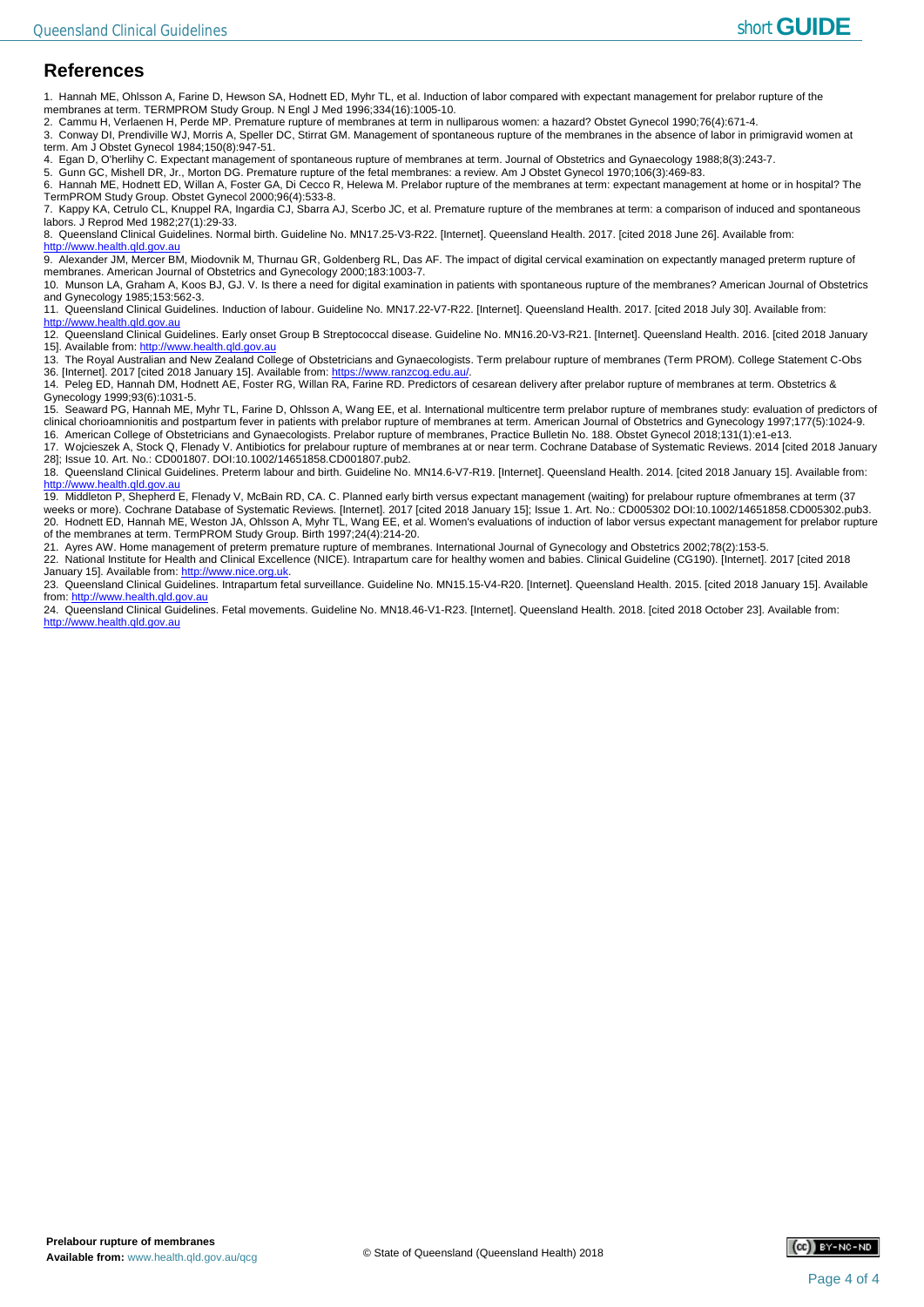## References

1. Hannah ME, Ohlsson A, Farine D, Hewson SA, Hodnett ED, Myhr TL, et al. Induction of labor compared with expectant management for prelabor rupture of the membranes at term. TERMPROM Study Group. N Engl J Med 1996;334(16):1005-10.
2. Cammu H, Verlaenen H, Perde MP. Premature rupture of membranes at term in nulliparous women: a hazard? Obstet Gynecol 1990;76(4):671-4.
3. Conway DI, Prendiville WJ, Morris A, Speller DC, Stirrat GM. Management of spontaneous rupture of the membranes in the absence of labor in primigravid women at term. Am J Obstet Gynecol 1984;150(8):947-51.
4. Egan D, O'herlihy C. Expectant management of spontaneous rupture of membranes at term. Journal of Obstetrics and Gynaecology 1988;8(3):243-7.
5. Gunn GC, Mishell DR, Jr., Morton DG. Premature rupture of the fetal membranes: a review. Am J Obstet Gynecol 1970;106(3):469-83.
6. Hannah ME, Hodnett ED, Willan A, Foster GA, Di Cecco R, Helewa M. Prelabor rupture of the membranes at term: expectant management at home or in hospital? The TermPROM Study Group. Obstet Gynecol 2000;96(4):533-8.
7. Kappy KA, Cetrulo CL, Knuppel RA, Ingardia CJ, Sbarra AJ, Scerbo JC, et al. Premature rupture of the membranes at term: a comparison of induced and spontaneous labors. J Reprod Med 1982;27(1):29-33.
8. Queensland Clinical Guidelines. Normal birth. Guideline No. MN17.25-V3-R22. [Internet]. Queensland Health. 2017. [cited 2018 June 26]. Available from: http://www.health.qld.gov.au
9. Alexander JM, Mercer BM, Miodovnik M, Thurnau GR, Goldenberg RL, Das AF. The impact of digital cervical examination on expectantly managed preterm rupture of membranes. American Journal of Obstetrics and Gynecology 2000;183:1003-7.
10. Munson LA, Graham A, Koos BJ, GJ. V. Is there a need for digital examination in patients with spontaneous rupture of the membranes? American Journal of Obstetrics and Gynecology 1985;153:562-3.
11. Queensland Clinical Guidelines. Induction of labour. Guideline No. MN17.22-V7-R22. [Internet]. Queensland Health. 2017. [cited 2018 July 30]. Available from: http://www.health.qld.gov.au
12. Queensland Clinical Guidelines. Early onset Group B Streptococcal disease. Guideline No. MN16.20-V3-R21. [Internet]. Queensland Health. 2016. [cited 2018 January 15]. Available from: http://www.health.qld.gov.au
13. The Royal Australian and New Zealand College of Obstetricians and Gynaecologists. Term prelabour rupture of membranes (Term PROM). College Statement C-Obs 36. [Internet]. 2017 [cited 2018 January 15]. Available from: https://www.ranzcog.edu.au/.
14. Peleg ED, Hannah DM, Hodnett AE, Foster RG, Willan RA, Farine RD. Predictors of cesarean delivery after prelabor rupture of membranes at term. Obstetrics & Gynecology 1999;93(6):1031-5.
15. Seaward PG, Hannah ME, Myhr TL, Farine D, Ohlsson A, Wang EE, et al. International multicentre term prelabor rupture of membranes study: evaluation of predictors of clinical chorioamnionitis and postpartum fever in patients with prelabor rupture of membranes at term. American Journal of Obstetrics and Gynecology 1997;177(5):1024-9.
16. American College of Obstetricians and Gynaecologists. Prelabor rupture of membranes, Practice Bulletin No. 188. Obstet Gynecol 2018;131(1):e1-e13.
17. Wojcieszek A, Stock Q, Flenady V. Antibiotics for prelabour rupture of membranes at or near term. Cochrane Database of Systematic Reviews. 2014 [cited 2018 January 28]; Issue 10. Art. No.: CD001807. DOI:10.1002/14651858.CD001807.pub2.
18. Queensland Clinical Guidelines. Preterm labour and birth. Guideline No. MN14.6-V7-R19. [Internet]. Queensland Health. 2014. [cited 2018 January 15]. Available from: http://www.health.qld.gov.au
19. Middleton P, Shepherd E, Flenady V, McBain RD, CA. C. Planned early birth versus expectant management (waiting) for prelabour rupture ofmembranes at term (37 weeks or more). Cochrane Database of Systematic Reviews. [Internet]. 2017 [cited 2018 January 15]; Issue 1. Art. No.: CD005302 DOI:10.1002/14651858.CD005302.pub3.
20. Hodnett ED, Hannah ME, Weston JA, Ohlsson A, Myhr TL, Wang EE, et al. Women's evaluations of induction of labor versus expectant management for prelabor rupture of the membranes at term. TermPROM Study Group. Birth 1997;24(4):214-20.
21. Ayres AW. Home management of preterm premature rupture of membranes. International Journal of Gynecology and Obstetrics 2002;78(2):153-5.
22. National Institute for Health and Clinical Excellence (NICE). Intrapartum care for healthy women and babies. Clinical Guideline (CG190). [Internet]. 2017 [cited 2018 January 15]. Available from: http://www.nice.org.uk.
23. Queensland Clinical Guidelines. Intrapartum fetal surveillance. Guideline No. MN15.15-V4-R20. [Internet]. Queensland Health. 2015. [cited 2018 January 15]. Available from: http://www.health.qld.gov.au
24. Queensland Clinical Guidelines. Fetal movements. Guideline No. MN18.46-V1-R23. [Internet]. Queensland Health. 2018. [cited 2018 October 23]. Available from: http://www.health.qld.gov.au